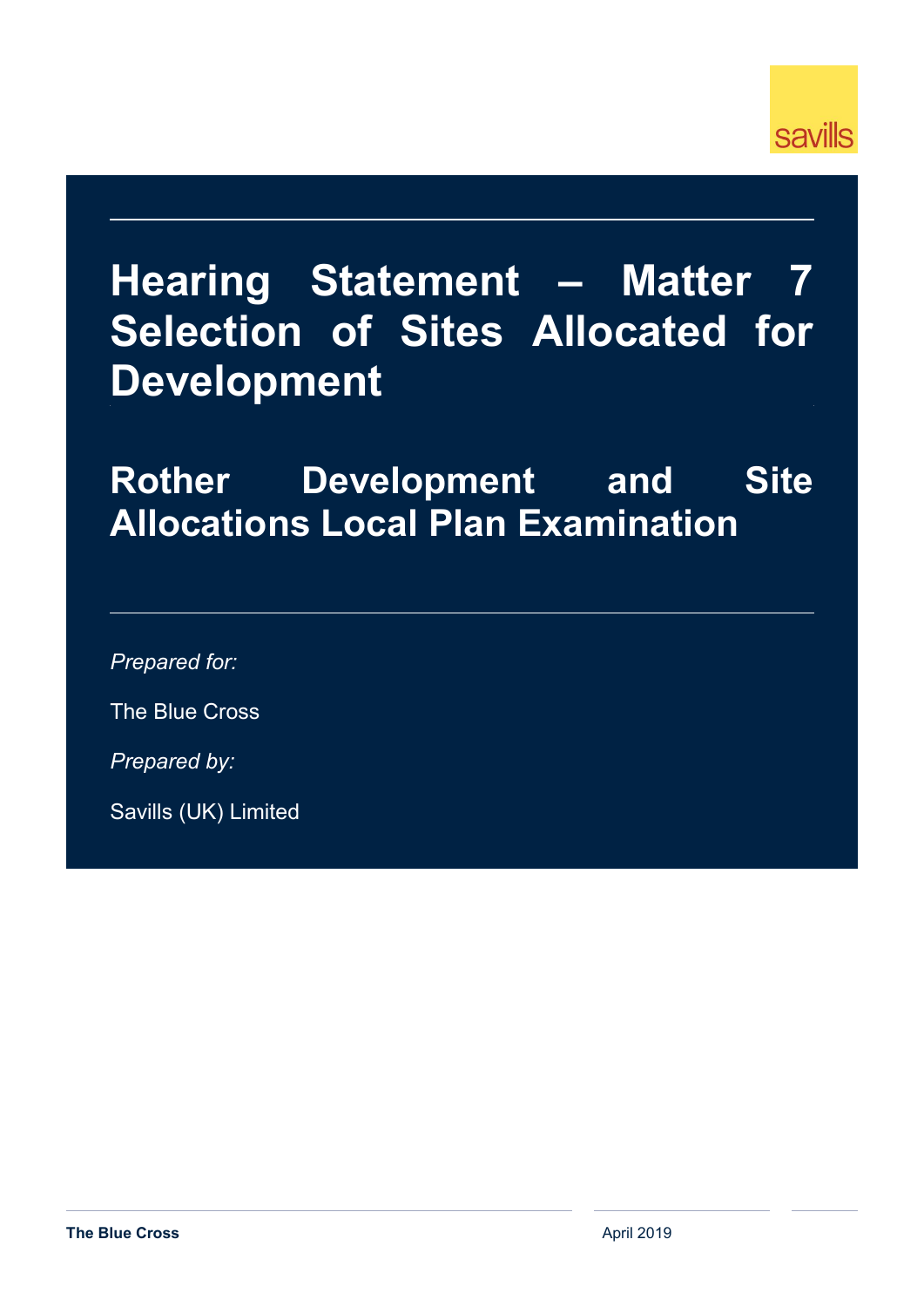# Hearing Statement – Matter 7 Selection of Sites Allocated for Development

## Rother Development and Site Allocations Local Plan Examination

*Prepared for:*

The Blue Cross

*Prepared by:*

Savills (UK) Limited

**The Blue Cross**

April 2019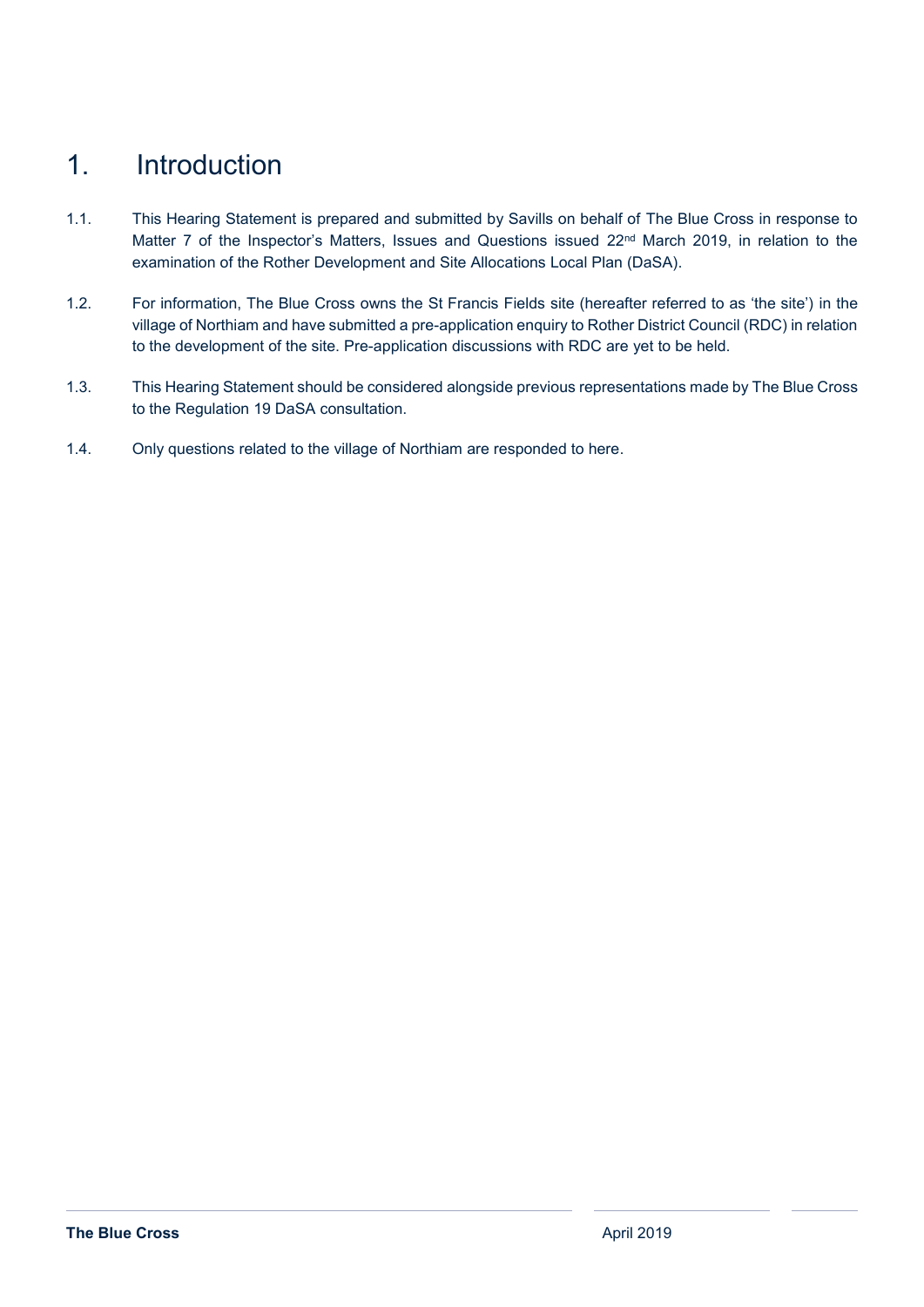# 1. Introduction

1.1. This Hearing Statement is prepared and submitted by Savills on behalf of The Blue Cross in response to Matter 7 of the Inspector's Matters, Issues and Questions issued 22nd March 2019, in relation to the examination of the Rother Development and Site Allocations Local Plan (DaSA).

1.2. For information, The Blue Cross owns the St Francis Fields site (hereafter referred to as 'the site') in the village of Northiam and have submitted a pre-application enquiry to Rother District Council (RDC) in relation to the development of the site. Pre-application discussions with RDC are yet to be held.

1.3. This Hearing Statement should be considered alongside previous representations made by The Blue Cross to the Regulation 19 DaSA consultation.

1.4. Only questions related to the village of Northiam are responded to here.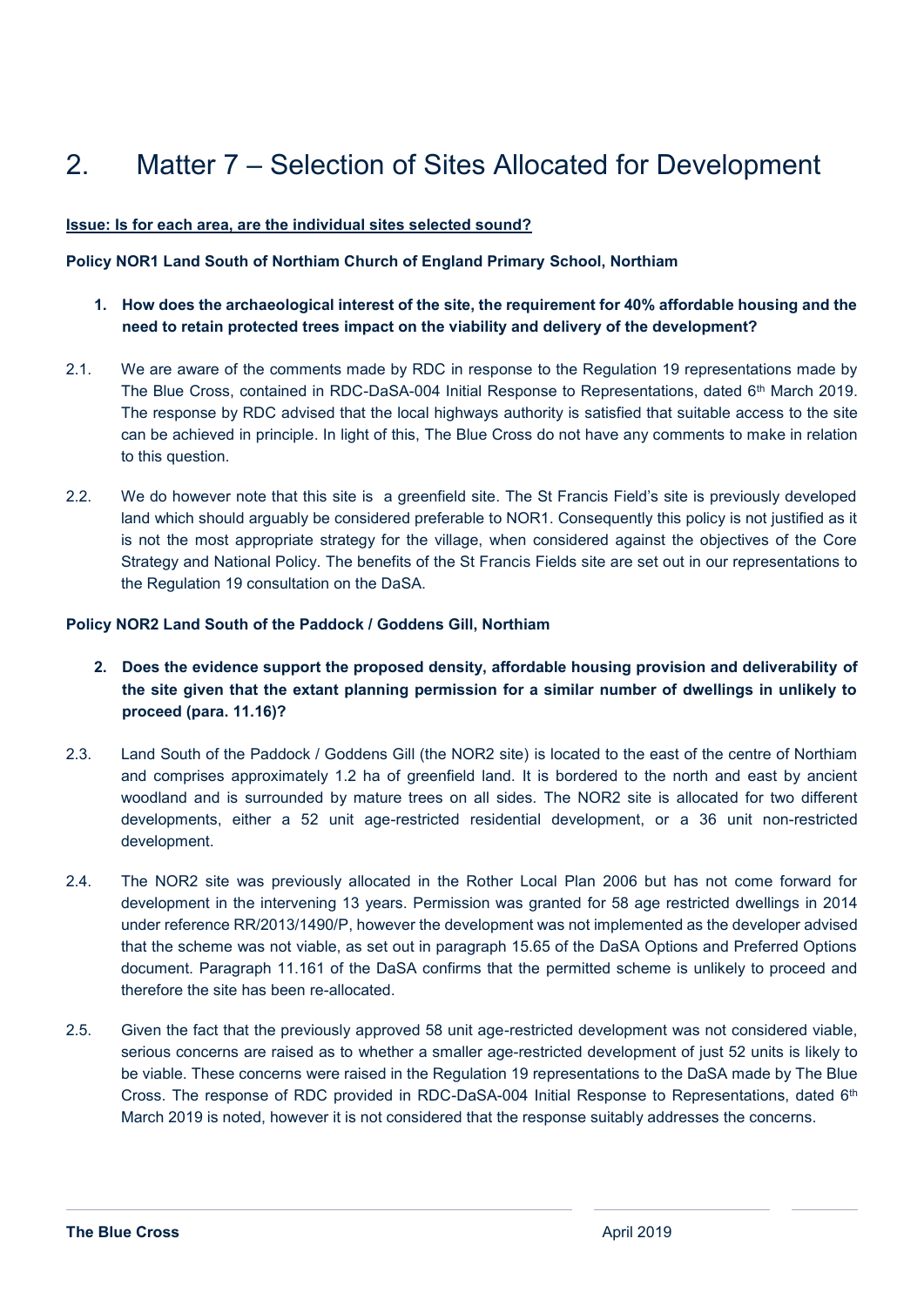# 2. Matter 7 – Selection of Sites Allocated for Development

**Issue: Is for each area, are the individual sites selected sound?**

**Policy NOR1 Land South of Northiam Church of England Primary School, Northiam**

1. **How does the archaeological interest of the site, the requirement for 40% affordable housing and the need to retain protected trees impact on the viability and delivery of the development?**

2.1. We are aware of the comments made by RDC in response to the Regulation 19 representations made by The Blue Cross, contained in RDC-DaSA-004 Initial Response to Representations, dated 6th March 2019. The response by RDC advised that the local highways authority is satisfied that suitable access to the site can be achieved in principle. In light of this, The Blue Cross do not have any comments to make in relation to this question.

2.2. We do however note that this site is a greenfield site. The St Francis Field's site is previously developed land which should arguably be considered preferable to NOR1. Consequently this policy is not justified as it is not the most appropriate strategy for the village, when considered against the objectives of the Core Strategy and National Policy. The benefits of the St Francis Fields site are set out in our representations to the Regulation 19 consultation on the DaSA.

**Policy NOR2 Land South of the Paddock / Goddens Gill, Northiam**

2. **Does the evidence support the proposed density, affordable housing provision and deliverability of the site given that the extant planning permission for a similar number of dwellings in unlikely to proceed (para. 11.16)?**

2.3. Land South of the Paddock / Goddens Gill (the NOR2 site) is located to the east of the centre of Northiam and comprises approximately 1.2 ha of greenfield land. It is bordered to the north and east by ancient woodland and is surrounded by mature trees on all sides. The NOR2 site is allocated for two different developments, either a 52 unit age-restricted residential development, or a 36 unit non-restricted development.

2.4. The NOR2 site was previously allocated in the Rother Local Plan 2006 but has not come forward for development in the intervening 13 years. Permission was granted for 58 age restricted dwellings in 2014 under reference RR/2013/1490/P, however the development was not implemented as the developer advised that the scheme was not viable, as set out in paragraph 15.65 of the DaSA Options and Preferred Options document. Paragraph 11.161 of the DaSA confirms that the permitted scheme is unlikely to proceed and therefore the site has been re-allocated.

2.5. Given the fact that the previously approved 58 unit age-restricted development was not considered viable, serious concerns are raised as to whether a smaller age-restricted development of just 52 units is likely to be viable. These concerns were raised in the Regulation 19 representations to the DaSA made by The Blue Cross. The response of RDC provided in RDC-DaSA-004 Initial Response to Representations, dated 6th March 2019 is noted, however it is not considered that the response suitably addresses the concerns.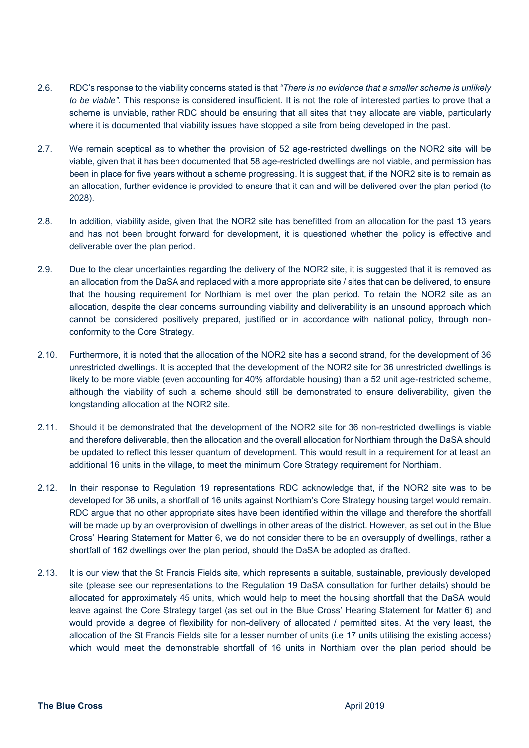2.6. RDC's response to the viability concerns stated is that *"There is no evidence that a smaller scheme is unlikely to be viable".* This response is considered insufficient. It is not the role of interested parties to prove that a scheme is unviable, rather RDC should be ensuring that all sites that they allocate are viable, particularly where it is documented that viability issues have stopped a site from being developed in the past.

2.7. We remain sceptical as to whether the provision of 52 age-restricted dwellings on the NOR2 site will be viable, given that it has been documented that 58 age-restricted dwellings are not viable, and permission has been in place for five years without a scheme progressing. It is suggest that, if the NOR2 site is to remain as an allocation, further evidence is provided to ensure that it can and will be delivered over the plan period (to 2028).

2.8. In addition, viability aside, given that the NOR2 site has benefitted from an allocation for the past 13 years and has not been brought forward for development, it is questioned whether the policy is effective and deliverable over the plan period.

2.9. Due to the clear uncertainties regarding the delivery of the NOR2 site, it is suggested that it is removed as an allocation from the DaSA and replaced with a more appropriate site / sites that can be delivered, to ensure that the housing requirement for Northiam is met over the plan period. To retain the NOR2 site as an allocation, despite the clear concerns surrounding viability and deliverability is an unsound approach which cannot be considered positively prepared, justified or in accordance with national policy, through non-conformity to the Core Strategy.

2.10. Furthermore, it is noted that the allocation of the NOR2 site has a second strand, for the development of 36 unrestricted dwellings. It is accepted that the development of the NOR2 site for 36 unrestricted dwellings is likely to be more viable (even accounting for 40% affordable housing) than a 52 unit age-restricted scheme, although the viability of such a scheme should still be demonstrated to ensure deliverability, given the longstanding allocation at the NOR2 site.

2.11. Should it be demonstrated that the development of the NOR2 site for 36 non-restricted dwellings is viable and therefore deliverable, then the allocation and the overall allocation for Northiam through the DaSA should be updated to reflect this lesser quantum of development. This would result in a requirement for at least an additional 16 units in the village, to meet the minimum Core Strategy requirement for Northiam.

2.12. In their response to Regulation 19 representations RDC acknowledge that, if the NOR2 site was to be developed for 36 units, a shortfall of 16 units against Northiam's Core Strategy housing target would remain. RDC argue that no other appropriate sites have been identified within the village and therefore the shortfall will be made up by an overprovision of dwellings in other areas of the district. However, as set out in the Blue Cross' Hearing Statement for Matter 6, we do not consider there to be an oversupply of dwellings, rather a shortfall of 162 dwellings over the plan period, should the DaSA be adopted as drafted.

2.13. It is our view that the St Francis Fields site, which represents a suitable, sustainable, previously developed site (please see our representations to the Regulation 19 DaSA consultation for further details) should be allocated for approximately 45 units, which would help to meet the housing shortfall that the DaSA would leave against the Core Strategy target (as set out in the Blue Cross' Hearing Statement for Matter 6) and would provide a degree of flexibility for non-delivery of allocated / permitted sites. At the very least, the allocation of the St Francis Fields site for a lesser number of units (i.e 17 units utilising the existing access) which would meet the demonstrable shortfall of 16 units in Northiam over the plan period should be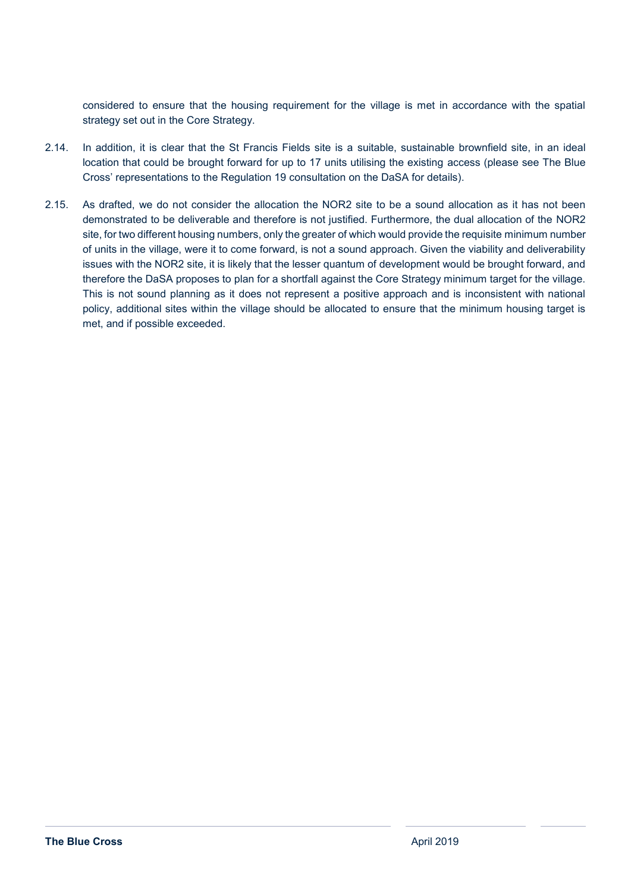considered to ensure that the housing requirement for the village is met in accordance with the spatial strategy set out in the Core Strategy.

2.14. In addition, it is clear that the St Francis Fields site is a suitable, sustainable brownfield site, in an ideal location that could be brought forward for up to 17 units utilising the existing access (please see The Blue Cross' representations to the Regulation 19 consultation on the DaSA for details).

2.15. As drafted, we do not consider the allocation the NOR2 site to be a sound allocation as it has not been demonstrated to be deliverable and therefore is not justified. Furthermore, the dual allocation of the NOR2 site, for two different housing numbers, only the greater of which would provide the requisite minimum number of units in the village, were it to come forward, is not a sound approach. Given the viability and deliverability issues with the NOR2 site, it is likely that the lesser quantum of development would be brought forward, and therefore the DaSA proposes to plan for a shortfall against the Core Strategy minimum target for the village. This is not sound planning as it does not represent a positive approach and is inconsistent with national policy, additional sites within the village should be allocated to ensure that the minimum housing target is met, and if possible exceeded.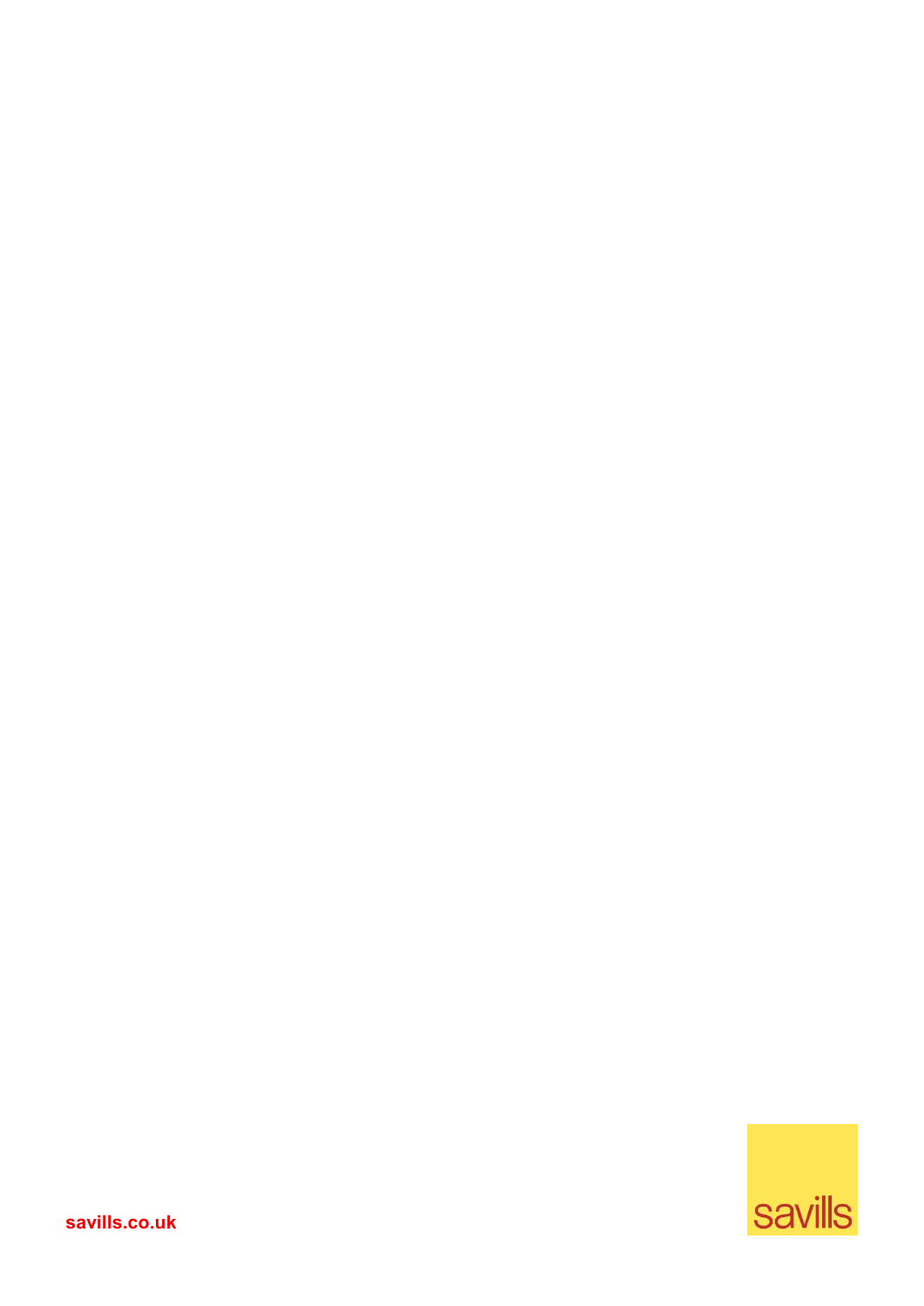savills.co.uk

savills